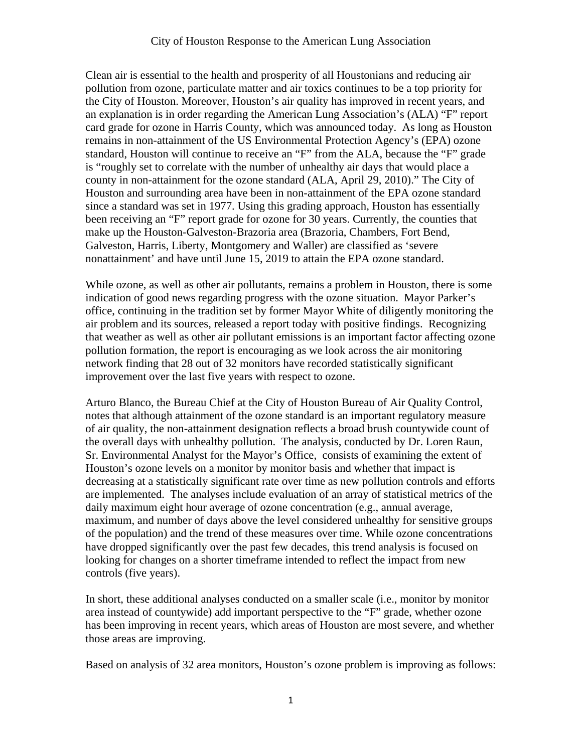# City of Houston Response to the American Lung Association

Clean air is essential to the health and prosperity of all Houstonians and reducing air pollution from ozone, particulate matter and air toxics continues to be a top priority for the City of Houston. Moreover, Houston's air quality has improved in recent years, and an explanation is in order regarding the American Lung Association's (ALA) "F" report card grade for ozone in Harris County, which was announced today. As long as Houston remains in non-attainment of the US Environmental Protection Agency's (EPA) ozone standard, Houston will continue to receive an "F" from the ALA, because the "F" grade is "roughly set to correlate with the number of unhealthy air days that would place a county in non-attainment for the ozone standard (ALA, April 29, 2010)." The City of Houston and surrounding area have been in non-attainment of the EPA ozone standard since a standard was set in 1977. Using this grading approach, Houston has essentially been receiving an "F" report grade for ozone for 30 years. Currently, the counties that make up the Houston-Galveston-Brazoria area (Brazoria, Chambers, Fort Bend, Galveston, Harris, Liberty, Montgomery and Waller) are classified as 'severe nonattainment' and have until June 15, 2019 to attain the EPA ozone standard.

While ozone, as well as other air pollutants, remains a problem in Houston, there is some indication of good news regarding progress with the ozone situation. Mayor Parker's office, continuing in the tradition set by former Mayor White of diligently monitoring the air problem and its sources, released a report today with positive findings. Recognizing that weather as well as other air pollutant emissions is an important factor affecting ozone pollution formation, the report is encouraging as we look across the air monitoring network finding that 28 out of 32 monitors have recorded statistically significant improvement over the last five years with respect to ozone.

Arturo Blanco, the Bureau Chief at the City of Houston Bureau of Air Quality Control, notes that although attainment of the ozone standard is an important regulatory measure of air quality, the non-attainment designation reflects a broad brush countywide count of the overall days with unhealthy pollution. The analysis, conducted by Dr. Loren Raun, Sr. Environmental Analyst for the Mayor's Office, consists of examining the extent of Houston's ozone levels on a monitor by monitor basis and whether that impact is decreasing at a statistically significant rate over time as new pollution controls and efforts are implemented. The analyses include evaluation of an array of statistical metrics of the daily maximum eight hour average of ozone concentration (e.g., annual average, maximum, and number of days above the level considered unhealthy for sensitive groups of the population) and the trend of these measures over time. While ozone concentrations have dropped significantly over the past few decades, this trend analysis is focused on looking for changes on a shorter timeframe intended to reflect the impact from new controls (five years).

In short, these additional analyses conducted on a smaller scale (i.e., monitor by monitor area instead of countywide) add important perspective to the "F" grade, whether ozone has been improving in recent years, which areas of Houston are most severe, and whether those areas are improving.

Based on analysis of 32 area monitors, Houston's ozone problem is improving as follows: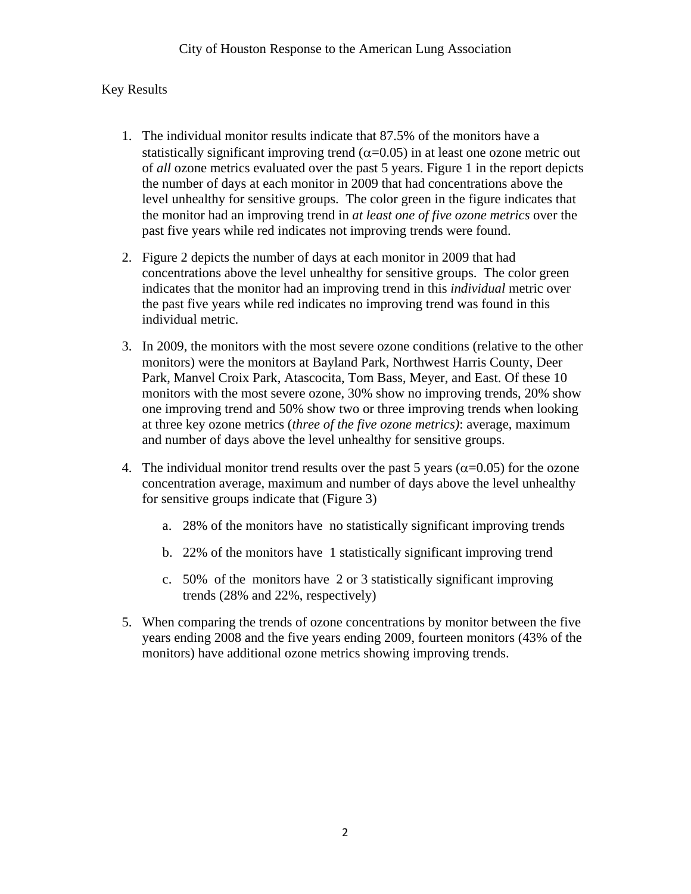# City of Houston Response to the American Lung Association

## Key Results

1. The individual monitor results indicate that 87.5% of the monitors have a statistically significant improving trend ($\alpha$=0.05) in at least one ozone metric out of *all* ozone metrics evaluated over the past 5 years. Figure 1 in the report depicts the number of days at each monitor in 2009 that had concentrations above the level unhealthy for sensitive groups. The color green in the figure indicates that the monitor had an improving trend in *at least one of five ozone metrics* over the past five years while red indicates not improving trends were found.

2. Figure 2 depicts the number of days at each monitor in 2009 that had concentrations above the level unhealthy for sensitive groups. The color green indicates that the monitor had an improving trend in this *individual* metric over the past five years while red indicates no improving trend was found in this individual metric.

3. In 2009, the monitors with the most severe ozone conditions (relative to the other monitors) were the monitors at Bayland Park, Northwest Harris County, Deer Park, Manvel Croix Park, Atascocita, Tom Bass, Meyer, and East. Of these 10 monitors with the most severe ozone, 30% show no improving trends, 20% show one improving trend and 50% show two or three improving trends when looking at three key ozone metrics (*three of the five ozone metrics)*: average, maximum and number of days above the level unhealthy for sensitive groups.

4. The individual monitor trend results over the past 5 years ($\alpha$=0.05) for the ozone concentration average, maximum and number of days above the level unhealthy for sensitive groups indicate that (Figure 3)

   a. 28% of the monitors have no statistically significant improving trends

   b. 22% of the monitors have 1 statistically significant improving trend

   c. 50% of the monitors have 2 or 3 statistically significant improving trends (28% and 22%, respectively)

5. When comparing the trends of ozone concentrations by monitor between the five years ending 2008 and the five years ending 2009, fourteen monitors (43% of the monitors) have additional ozone metrics showing improving trends.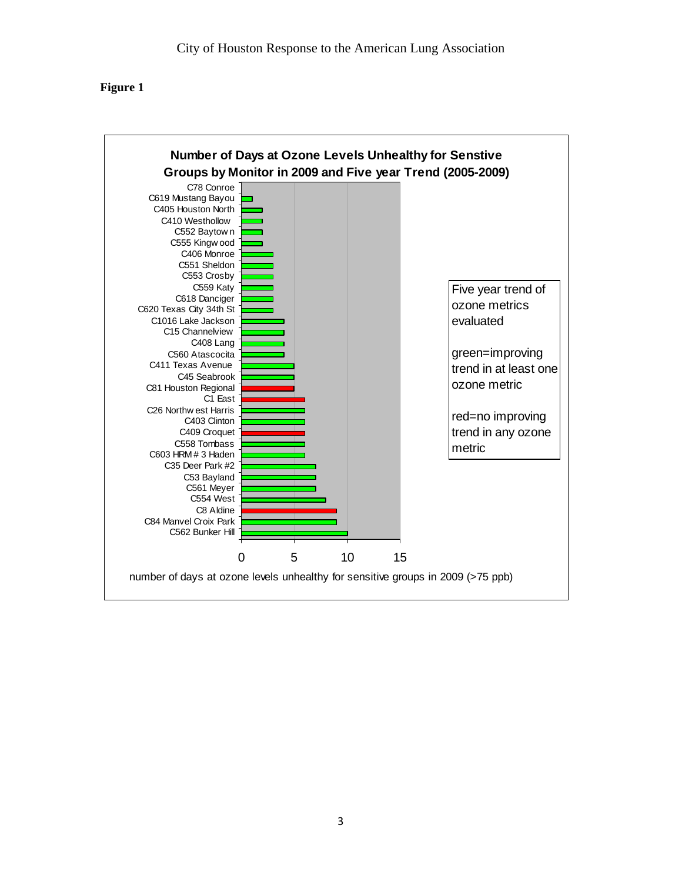**Figure 1**

**Number of Days at Ozone Levels Unhealthy for Senstive Groups by Monitor in 2009 and Five year Trend (2005-2009)**

| Monitor | Number of days at ozone levels unhealthy for sensitive groups in 2009 (>75 ppb) | Five year trend |
|---|---|---|
| C78 Conroe | 0 | |
| C619 Mustang Bayou | 1 | green |
| C405 Houston North | 2 | green |
| C410 Westhollow | 2 | green |
| C552 Baytown | 2 | green |
| C555 Kingwood | 2 | green |
| C406 Monroe | 3 | green |
| C551 Sheldon | 3 | green |
| C553 Crosby | 3 | green |
| C559 Katy | 3 | green |
| C618 Danciger | 3 | green |
| C620 Texas City 34th St | 3 | green |
| C1016 Lake Jackson | 4 | green |
| C15 Channelview | 4 | green |
| C408 Lang | 4 | green |
| C560 Atascocita | 4 | green |
| C411 Texas Avenue | 5 | green |
| C45 Seabrook | 5 | green |
| C81 Houston Regional | 5 | red |
| C1 East | 6 | red |
| C26 Northwest Harris | 6 | green |
| C403 Clinton | 6 | green |
| C409 Croquet | 6 | red |
| C558 Tombass | 6 | green |
| C603 HRM # 3 Haden | 6 | green |
| C35 Deer Park #2 | 7 | green |
| C53 Bayland | 7 | green |
| C561 Meyer | 7 | green |
| C554 West | 8 | green |
| C8 Aldine | 9 | red |
| C84 Manvel Croix Park | 9 | green |
| C562 Bunker Hill | 10 | green |

Five year trend of ozone metrics evaluated

green=improving trend in at least one ozone metric

red=no improving trend in any ozone metric

number of days at ozone levels unhealthy for sensitive groups in 2009 (>75 ppb)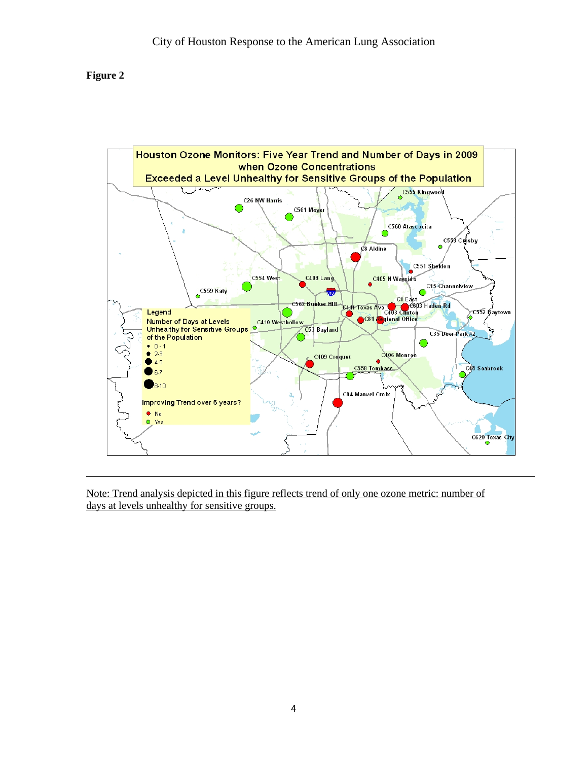**Figure 2**

**Houston Ozone Monitors: Five Year Trend and Number of Days in 2009 when Ozone Concentrations Exceeded a Level Unhealthy for Sensitive Groups of the Population**

Legend

Number of Days at Levels Unhealthy for Sensitive Groups of the Population

- 0 - 1
- 2-3
- 4-5
- 6-7
- 8-10

Improving Trend over 5 years?

- No
- Yes

Note: Trend analysis depicted in this figure reflects trend of only one ozone metric: number of days at levels unhealthy for sensitive groups.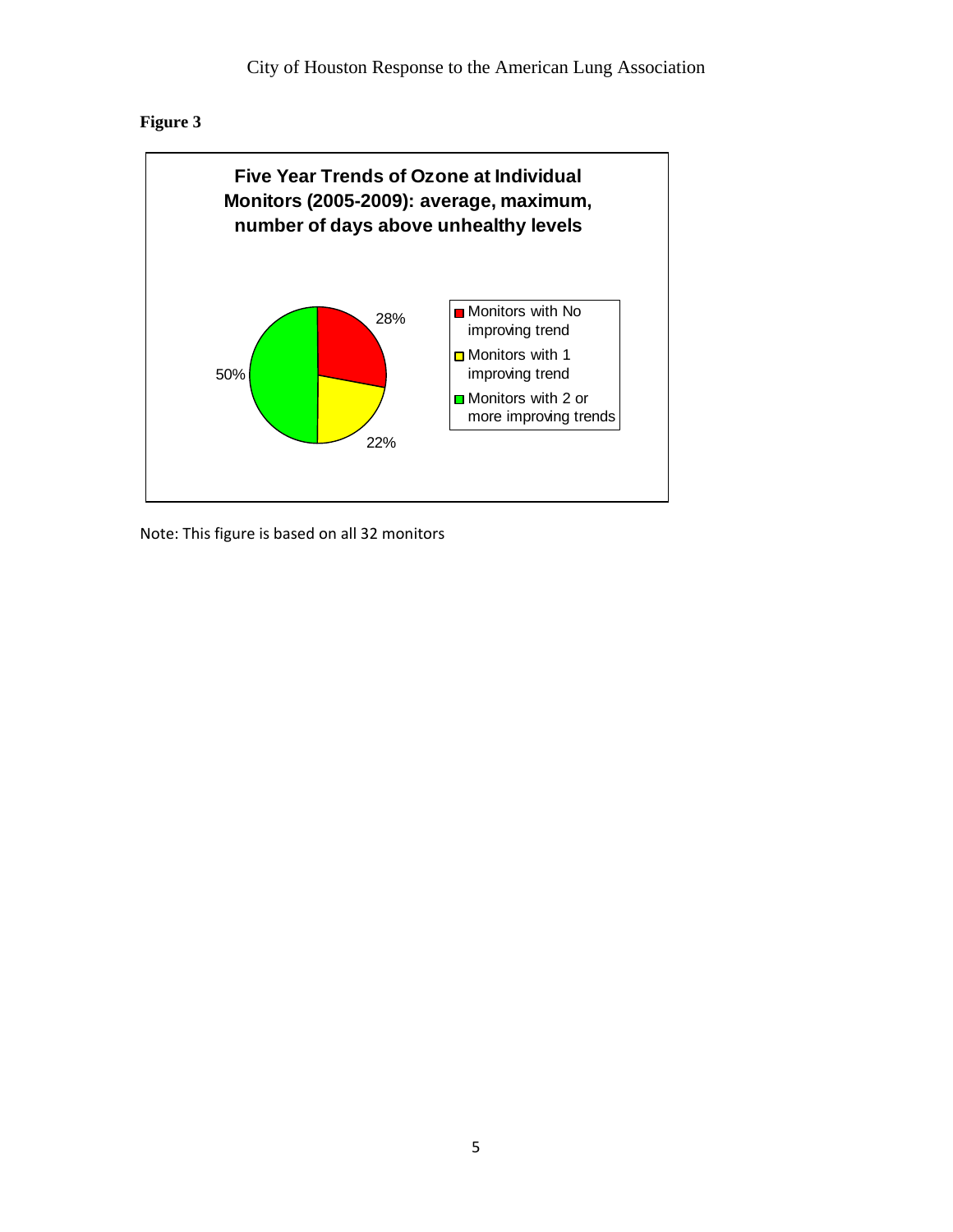**Figure 3**

**Five Year Trends of Ozone at Individual Monitors (2005-2009): average, maximum, number of days above unhealthy levels**

28%

22%

50%

Monitors with No improving trend

Monitors with 1 improving trend

Monitors with 2 or more improving trends

Note: This figure is based on all 32 monitors